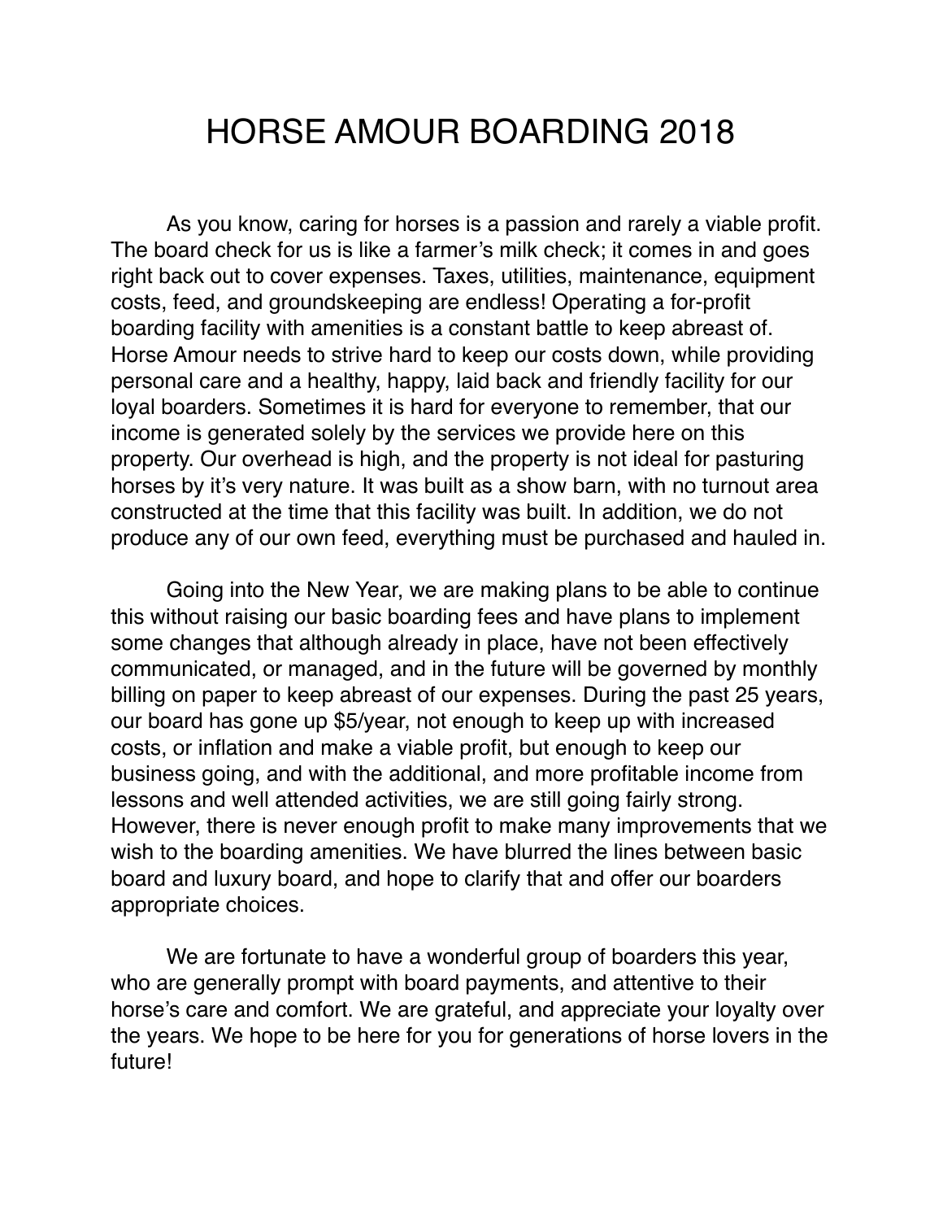# HORSE AMOUR BOARDING 2018

As you know, caring for horses is a passion and rarely a viable profit. The board check for us is like a farmer's milk check; it comes in and goes right back out to cover expenses. Taxes, utilities, maintenance, equipment costs, feed, and groundskeeping are endless! Operating a for-profit boarding facility with amenities is a constant battle to keep abreast of. Horse Amour needs to strive hard to keep our costs down, while providing personal care and a healthy, happy, laid back and friendly facility for our loyal boarders. Sometimes it is hard for everyone to remember, that our income is generated solely by the services we provide here on this property. Our overhead is high, and the property is not ideal for pasturing horses by it's very nature. It was built as a show barn, with no turnout area constructed at the time that this facility was built. In addition, we do not produce any of our own feed, everything must be purchased and hauled in.

Going into the New Year, we are making plans to be able to continue this without raising our basic boarding fees and have plans to implement some changes that although already in place, have not been effectively communicated, or managed, and in the future will be governed by monthly billing on paper to keep abreast of our expenses. During the past 25 years, our board has gone up $5/year, not enough to keep up with increased costs, or inflation and make a viable profit, but enough to keep our business going, and with the additional, and more profitable income from lessons and well attended activities, we are still going fairly strong. However, there is never enough profit to make many improvements that we wish to the boarding amenities. We have blurred the lines between basic board and luxury board, and hope to clarify that and offer our boarders appropriate choices.

We are fortunate to have a wonderful group of boarders this year, who are generally prompt with board payments, and attentive to their horse's care and comfort. We are grateful, and appreciate your loyalty over the years. We hope to be here for you for generations of horse lovers in the future!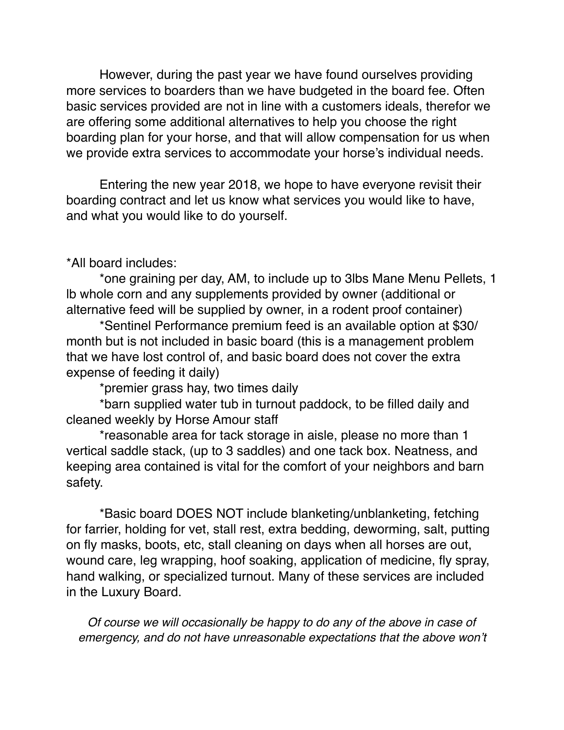However, during the past year we have found ourselves providing more services to boarders than we have budgeted in the board fee. Often basic services provided are not in line with a customers ideals, therefor we are offering some additional alternatives to help you choose the right boarding plan for your horse, and that will allow compensation for us when we provide extra services to accommodate your horse's individual needs.

Entering the new year 2018, we hope to have everyone revisit their boarding contract and let us know what services you would like to have, and what you would like to do yourself.

*All board includes:

*one graining per day, AM, to include up to 3lbs Mane Menu Pellets, 1 lb whole corn and any supplements provided by owner (additional or alternative feed will be supplied by owner, in a rodent proof container)

*Sentinel Performance premium feed is an available option at $30/month but is not included in basic board (this is a management problem that we have lost control of, and basic board does not cover the extra expense of feeding it daily)

*premier grass hay, two times daily

*barn supplied water tub in turnout paddock, to be filled daily and cleaned weekly by Horse Amour staff

*reasonable area for tack storage in aisle, please no more than 1 vertical saddle stack, (up to 3 saddles) and one tack box. Neatness, and keeping area contained is vital for the comfort of your neighbors and barn safety.

*Basic board DOES NOT include blanketing/unblanketing, fetching for farrier, holding for vet, stall rest, extra bedding, deworming, salt, putting on fly masks, boots, etc, stall cleaning on days when all horses are out, wound care, leg wrapping, hoof soaking, application of medicine, fly spray, hand walking, or specialized turnout. Many of these services are included in the Luxury Board.

*Of course we will occasionally be happy to do any of the above in case of emergency, and do not have unreasonable expectations that the above won't*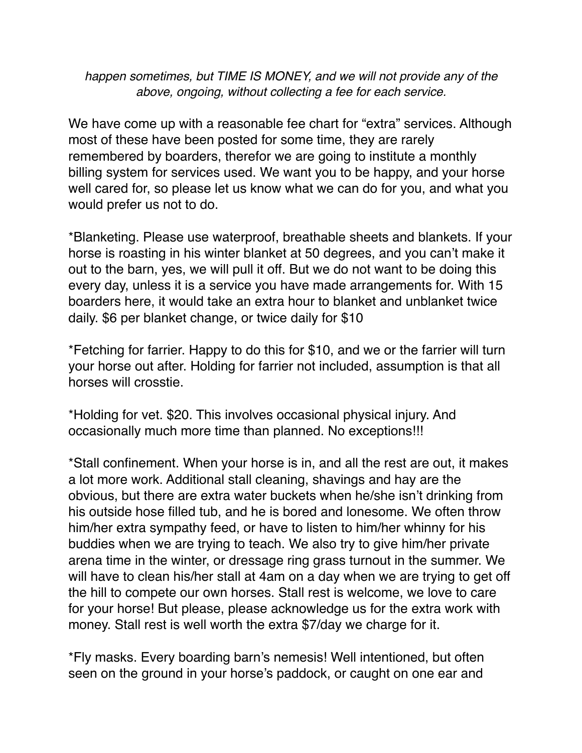*happen sometimes, but TIME IS MONEY, and we will not provide any of the above, ongoing, without collecting a fee for each service.*

We have come up with a reasonable fee chart for "extra" services. Although most of these have been posted for some time, they are rarely remembered by boarders, therefor we are going to institute a monthly billing system for services used. We want you to be happy, and your horse well cared for, so please let us know what we can do for you, and what you would prefer us not to do.

*Blanketing. Please use waterproof, breathable sheets and blankets. If your horse is roasting in his winter blanket at 50 degrees, and you can't make it out to the barn, yes, we will pull it off. But we do not want to be doing this every day, unless it is a service you have made arrangements for. With 15 boarders here, it would take an extra hour to blanket and unblanket twice daily. $6 per blanket change, or twice daily for $10

*Fetching for farrier. Happy to do this for $10, and we or the farrier will turn your horse out after. Holding for farrier not included, assumption is that all horses will crosstie.

*Holding for vet. $20. This involves occasional physical injury. And occasionally much more time than planned. No exceptions!!!

*Stall confinement. When your horse is in, and all the rest are out, it makes a lot more work. Additional stall cleaning, shavings and hay are the obvious, but there are extra water buckets when he/she isn't drinking from his outside hose filled tub, and he is bored and lonesome. We often throw him/her extra sympathy feed, or have to listen to him/her whinny for his buddies when we are trying to teach. We also try to give him/her private arena time in the winter, or dressage ring grass turnout in the summer. We will have to clean his/her stall at 4am on a day when we are trying to get off the hill to compete our own horses. Stall rest is welcome, we love to care for your horse! But please, please acknowledge us for the extra work with money. Stall rest is well worth the extra $7/day we charge for it.

*Fly masks. Every boarding barn's nemesis! Well intentioned, but often seen on the ground in your horse's paddock, or caught on one ear and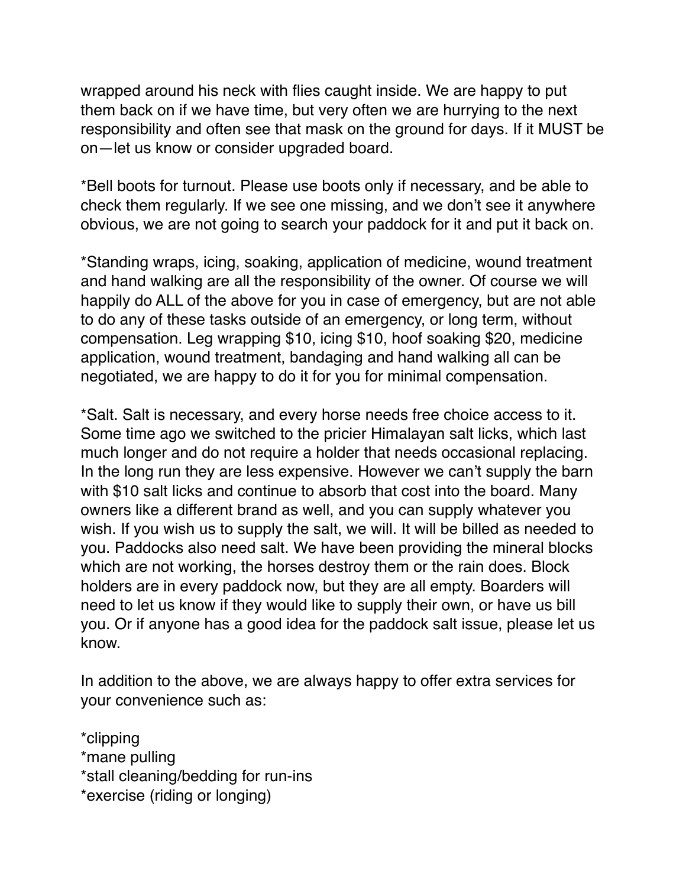wrapped around his neck with flies caught inside. We are happy to put them back on if we have time, but very often we are hurrying to the next responsibility and often see that mask on the ground for days. If it MUST be on—let us know or consider upgraded board.

*Bell boots for turnout. Please use boots only if necessary, and be able to check them regularly. If we see one missing, and we don't see it anywhere obvious, we are not going to search your paddock for it and put it back on.

*Standing wraps, icing, soaking, application of medicine, wound treatment and hand walking are all the responsibility of the owner. Of course we will happily do ALL of the above for you in case of emergency, but are not able to do any of these tasks outside of an emergency, or long term, without compensation. Leg wrapping $10, icing $10, hoof soaking $20, medicine application, wound treatment, bandaging and hand walking all can be negotiated, we are happy to do it for you for minimal compensation.

*Salt. Salt is necessary, and every horse needs free choice access to it. Some time ago we switched to the pricier Himalayan salt licks, which last much longer and do not require a holder that needs occasional replacing. In the long run they are less expensive. However we can't supply the barn with $10 salt licks and continue to absorb that cost into the board. Many owners like a different brand as well, and you can supply whatever you wish. If you wish us to supply the salt, we will. It will be billed as needed to you. Paddocks also need salt. We have been providing the mineral blocks which are not working, the horses destroy them or the rain does. Block holders are in every paddock now, but they are all empty. Boarders will need to let us know if they would like to supply their own, or have us bill you. Or if anyone has a good idea for the paddock salt issue, please let us know.

In addition to the above, we are always happy to offer extra services for your convenience such as:

*clipping
*mane pulling
*stall cleaning/bedding for run-ins
*exercise (riding or longing)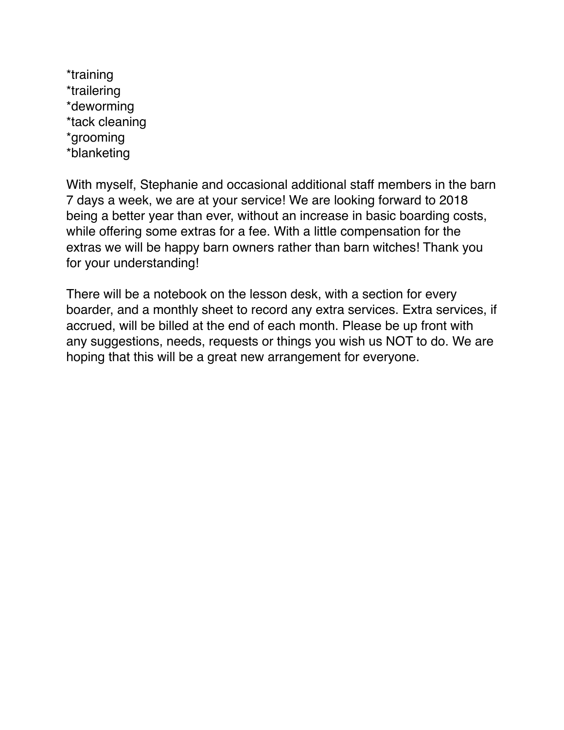*training
*trailering
*deworming
*tack cleaning
*grooming
*blanketing

With myself, Stephanie and occasional additional staff members in the barn 7 days a week, we are at your service! We are looking forward to 2018 being a better year than ever, without an increase in basic boarding costs, while offering some extras for a fee. With a little compensation for the extras we will be happy barn owners rather than barn witches! Thank you for your understanding!

There will be a notebook on the lesson desk, with a section for every boarder, and a monthly sheet to record any extra services. Extra services, if accrued, will be billed at the end of each month. Please be up front with any suggestions, needs, requests or things you wish us NOT to do. We are hoping that this will be a great new arrangement for everyone.